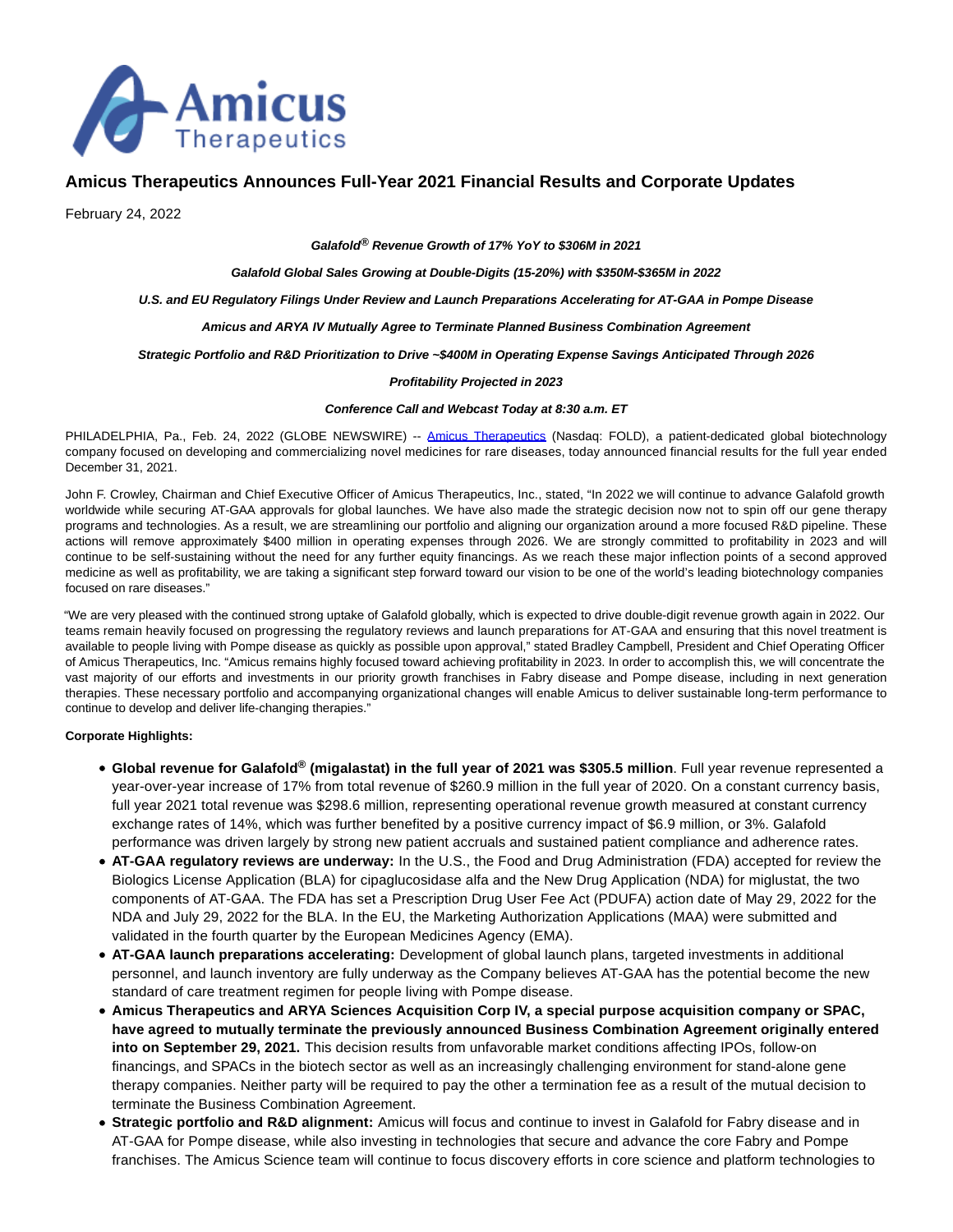# Amicus Therapeutics Announces Full-Year 2021 Financial Results and Corporate Updates

February 24, 2022

***Galafold® Revenue Growth of 17% YoY to $306M in 2021***

***Galafold Global Sales Growing at Double-Digits (15-20%) with $350M-$365M in 2022***

***U.S. and EU Regulatory Filings Under Review and Launch Preparations Accelerating for AT-GAA in Pompe Disease***

***Amicus and ARYA IV Mutually Agree to Terminate Planned Business Combination Agreement***

***Strategic Portfolio and R&D Prioritization to Drive ~$400M in Operating Expense Savings Anticipated Through 2026***

***Profitability Projected in 2023***

***Conference Call and Webcast Today at 8:30 a.m. ET***

PHILADELPHIA, Pa., Feb. 24, 2022 (GLOBE NEWSWIRE) -- Amicus Therapeutics (Nasdaq: FOLD), a patient-dedicated global biotechnology company focused on developing and commercializing novel medicines for rare diseases, today announced financial results for the full year ended December 31, 2021.

John F. Crowley, Chairman and Chief Executive Officer of Amicus Therapeutics, Inc., stated, "In 2022 we will continue to advance Galafold growth worldwide while securing AT-GAA approvals for global launches. We have also made the strategic decision now not to spin off our gene therapy programs and technologies. As a result, we are streamlining our portfolio and aligning our organization around a more focused R&D pipeline. These actions will remove approximately $400 million in operating expenses through 2026. We are strongly committed to profitability in 2023 and will continue to be self-sustaining without the need for any further equity financings. As we reach these major inflection points of a second approved medicine as well as profitability, we are taking a significant step forward toward our vision to be one of the world's leading biotechnology companies focused on rare diseases."

"We are very pleased with the continued strong uptake of Galafold globally, which is expected to drive double-digit revenue growth again in 2022. Our teams remain heavily focused on progressing the regulatory reviews and launch preparations for AT-GAA and ensuring that this novel treatment is available to people living with Pompe disease as quickly as possible upon approval," stated Bradley Campbell, President and Chief Operating Officer of Amicus Therapeutics, Inc. "Amicus remains highly focused toward achieving profitability in 2023. In order to accomplish this, we will concentrate the vast majority of our efforts and investments in our priority growth franchises in Fabry disease and Pompe disease, including in next generation therapies. These necessary portfolio and accompanying organizational changes will enable Amicus to deliver sustainable long-term performance to continue to develop and deliver life-changing therapies."

**Corporate Highlights:**

- **Global revenue for Galafold® (migalastat) in the full year of 2021 was $305.5 million**. Full year revenue represented a year-over-year increase of 17% from total revenue of $260.9 million in the full year of 2020. On a constant currency basis, full year 2021 total revenue was $298.6 million, representing operational revenue growth measured at constant currency exchange rates of 14%, which was further benefited by a positive currency impact of $6.9 million, or 3%. Galafold performance was driven largely by strong new patient accruals and sustained patient compliance and adherence rates.
- **AT-GAA regulatory reviews are underway:** In the U.S., the Food and Drug Administration (FDA) accepted for review the Biologics License Application (BLA) for cipaglucosidase alfa and the New Drug Application (NDA) for miglustat, the two components of AT-GAA. The FDA has set a Prescription Drug User Fee Act (PDUFA) action date of May 29, 2022 for the NDA and July 29, 2022 for the BLA. In the EU, the Marketing Authorization Applications (MAA) were submitted and validated in the fourth quarter by the European Medicines Agency (EMA).
- **AT-GAA launch preparations accelerating:** Development of global launch plans, targeted investments in additional personnel, and launch inventory are fully underway as the Company believes AT-GAA has the potential become the new standard of care treatment regimen for people living with Pompe disease.
- **Amicus Therapeutics and ARYA Sciences Acquisition Corp IV, a special purpose acquisition company or SPAC, have agreed to mutually terminate the previously announced Business Combination Agreement originally entered into on September 29, 2021.** This decision results from unfavorable market conditions affecting IPOs, follow-on financings, and SPACs in the biotech sector as well as an increasingly challenging environment for stand-alone gene therapy companies. Neither party will be required to pay the other a termination fee as a result of the mutual decision to terminate the Business Combination Agreement.
- **Strategic portfolio and R&D alignment:** Amicus will focus and continue to invest in Galafold for Fabry disease and in AT-GAA for Pompe disease, while also investing in technologies that secure and advance the core Fabry and Pompe franchises. The Amicus Science team will continue to focus discovery efforts in core science and platform technologies to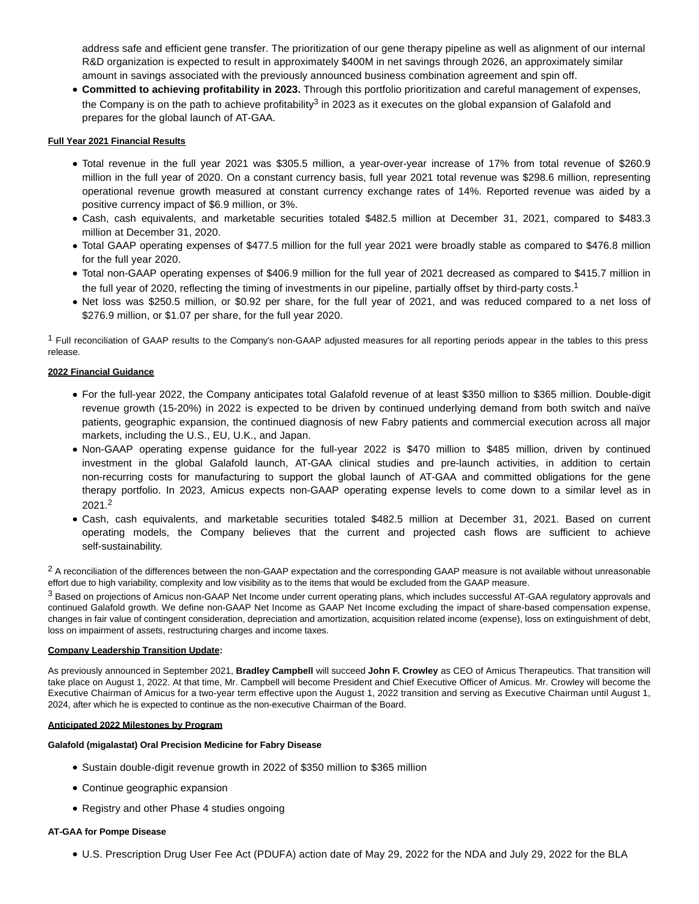address safe and efficient gene transfer. The prioritization of our gene therapy pipeline as well as alignment of our internal R&D organization is expected to result in approximately $400M in net savings through 2026, an approximately similar amount in savings associated with the previously announced business combination agreement and spin off.

- **Committed to achieving profitability in 2023.** Through this portfolio prioritization and careful management of expenses, the Company is on the path to achieve profitability[3] in 2023 as it executes on the global expansion of Galafold and prepares for the global launch of AT-GAA.

**Full Year 2021 Financial Results**

- Total revenue in the full year 2021 was $305.5 million, a year-over-year increase of 17% from total revenue of $260.9 million in the full year of 2020. On a constant currency basis, full year 2021 total revenue was $298.6 million, representing operational revenue growth measured at constant currency exchange rates of 14%. Reported revenue was aided by a positive currency impact of $6.9 million, or 3%.
- Cash, cash equivalents, and marketable securities totaled $482.5 million at December 31, 2021, compared to $483.3 million at December 31, 2020.
- Total GAAP operating expenses of $477.5 million for the full year 2021 were broadly stable as compared to $476.8 million for the full year 2020.
- Total non-GAAP operating expenses of $406.9 million for the full year of 2021 decreased as compared to $415.7 million in the full year of 2020, reflecting the timing of investments in our pipeline, partially offset by third-party costs.[1]
- Net loss was $250.5 million, or $0.92 per share, for the full year of 2021, and was reduced compared to a net loss of $276.9 million, or $1.07 per share, for the full year 2020.

[1] Full reconciliation of GAAP results to the Company's non-GAAP adjusted measures for all reporting periods appear in the tables to this press release.

**2022 Financial Guidance**

- For the full-year 2022, the Company anticipates total Galafold revenue of at least $350 million to $365 million. Double-digit revenue growth (15-20%) in 2022 is expected to be driven by continued underlying demand from both switch and naïve patients, geographic expansion, the continued diagnosis of new Fabry patients and commercial execution across all major markets, including the U.S., EU, U.K., and Japan.
- Non-GAAP operating expense guidance for the full-year 2022 is $470 million to $485 million, driven by continued investment in the global Galafold launch, AT-GAA clinical studies and pre-launch activities, in addition to certain non-recurring costs for manufacturing to support the global launch of AT-GAA and committed obligations for the gene therapy portfolio. In 2023, Amicus expects non-GAAP operating expense levels to come down to a similar level as in 2021.[2]
- Cash, cash equivalents, and marketable securities totaled $482.5 million at December 31, 2021. Based on current operating models, the Company believes that the current and projected cash flows are sufficient to achieve self-sustainability.

[2] A reconciliation of the differences between the non-GAAP expectation and the corresponding GAAP measure is not available without unreasonable effort due to high variability, complexity and low visibility as to the items that would be excluded from the GAAP measure.

[3] Based on projections of Amicus non-GAAP Net Income under current operating plans, which includes successful AT-GAA regulatory approvals and continued Galafold growth. We define non-GAAP Net Income as GAAP Net Income excluding the impact of share-based compensation expense, changes in fair value of contingent consideration, depreciation and amortization, acquisition related income (expense), loss on extinguishment of debt, loss on impairment of assets, restructuring charges and income taxes.

**Company Leadership Transition Update:**

As previously announced in September 2021, **Bradley Campbell** will succeed **John F. Crowley** as CEO of Amicus Therapeutics. That transition will take place on August 1, 2022. At that time, Mr. Campbell will become President and Chief Executive Officer of Amicus. Mr. Crowley will become the Executive Chairman of Amicus for a two-year term effective upon the August 1, 2022 transition and serving as Executive Chairman until August 1, 2024, after which he is expected to continue as the non-executive Chairman of the Board.

**Anticipated 2022 Milestones by Program**

**Galafold (migalastat) Oral Precision Medicine for Fabry Disease**

- Sustain double-digit revenue growth in 2022 of $350 million to $365 million
- Continue geographic expansion
- Registry and other Phase 4 studies ongoing

**AT-GAA for Pompe Disease**

- U.S. Prescription Drug User Fee Act (PDUFA) action date of May 29, 2022 for the NDA and July 29, 2022 for the BLA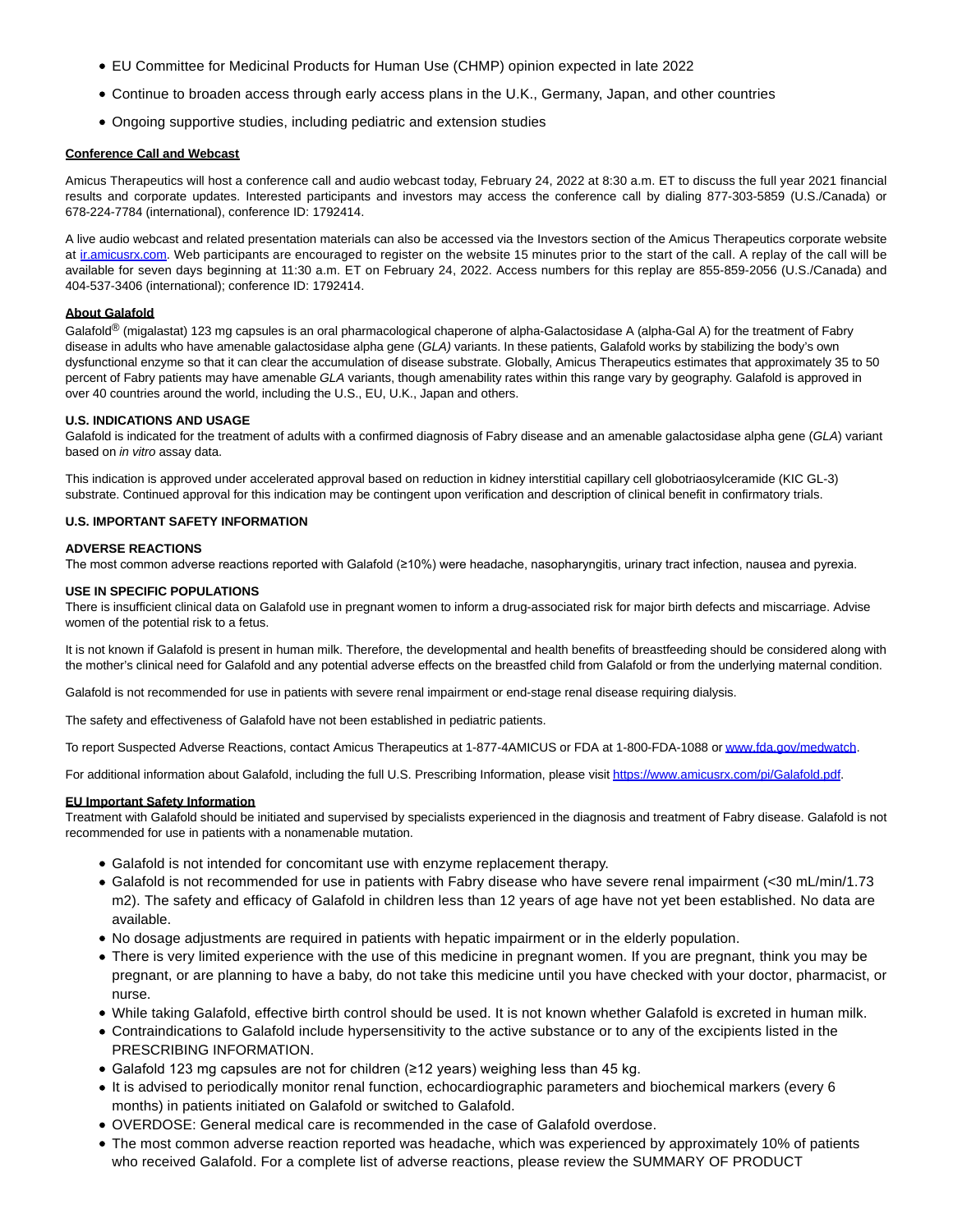- EU Committee for Medicinal Products for Human Use (CHMP) opinion expected in late 2022
- Continue to broaden access through early access plans in the U.K., Germany, Japan, and other countries
- Ongoing supportive studies, including pediatric and extension studies

**Conference Call and Webcast**

Amicus Therapeutics will host a conference call and audio webcast today, February 24, 2022 at 8:30 a.m. ET to discuss the full year 2021 financial results and corporate updates. Interested participants and investors may access the conference call by dialing 877-303-5859 (U.S./Canada) or 678-224-7784 (international), conference ID: 1792414.

A live audio webcast and related presentation materials can also be accessed via the Investors section of the Amicus Therapeutics corporate website at [ir.amicusrx.com](ir.amicusrx.com). Web participants are encouraged to register on the website 15 minutes prior to the start of the call. A replay of the call will be available for seven days beginning at 11:30 a.m. ET on February 24, 2022. Access numbers for this replay are 855-859-2056 (U.S./Canada) and 404-537-3406 (international); conference ID: 1792414.

**About Galafold**

Galafold® (migalastat) 123 mg capsules is an oral pharmacological chaperone of alpha-Galactosidase A (alpha-Gal A) for the treatment of Fabry disease in adults who have amenable galactosidase alpha gene (*GLA)* variants. In these patients, Galafold works by stabilizing the body's own dysfunctional enzyme so that it can clear the accumulation of disease substrate. Globally, Amicus Therapeutics estimates that approximately 35 to 50 percent of Fabry patients may have amenable *GLA* variants, though amenability rates within this range vary by geography. Galafold is approved in over 40 countries around the world, including the U.S., EU, U.K., Japan and others.

**U.S. INDICATIONS AND USAGE**

Galafold is indicated for the treatment of adults with a confirmed diagnosis of Fabry disease and an amenable galactosidase alpha gene (*GLA*) variant based on *in vitro* assay data.

This indication is approved under accelerated approval based on reduction in kidney interstitial capillary cell globotriaosylceramide (KIC GL-3) substrate. Continued approval for this indication may be contingent upon verification and description of clinical benefit in confirmatory trials.

**U.S. IMPORTANT SAFETY INFORMATION**

**ADVERSE REACTIONS**

The most common adverse reactions reported with Galafold (≥10%) were headache, nasopharyngitis, urinary tract infection, nausea and pyrexia.

**USE IN SPECIFIC POPULATIONS**

There is insufficient clinical data on Galafold use in pregnant women to inform a drug-associated risk for major birth defects and miscarriage. Advise women of the potential risk to a fetus.

It is not known if Galafold is present in human milk. Therefore, the developmental and health benefits of breastfeeding should be considered along with the mother's clinical need for Galafold and any potential adverse effects on the breastfed child from Galafold or from the underlying maternal condition.

Galafold is not recommended for use in patients with severe renal impairment or end-stage renal disease requiring dialysis.

The safety and effectiveness of Galafold have not been established in pediatric patients.

To report Suspected Adverse Reactions, contact Amicus Therapeutics at 1-877-4AMICUS or FDA at 1-800-FDA-1088 or [www.fda.gov/medwatch](www.fda.gov/medwatch).

For additional information about Galafold, including the full U.S. Prescribing Information, please visit [https://www.amicusrx.com/pi/Galafold.pdf](https://www.amicusrx.com/pi/Galafold.pdf).

**EU Important Safety Information**

Treatment with Galafold should be initiated and supervised by specialists experienced in the diagnosis and treatment of Fabry disease. Galafold is not recommended for use in patients with a nonamenable mutation.

- Galafold is not intended for concomitant use with enzyme replacement therapy.
- Galafold is not recommended for use in patients with Fabry disease who have severe renal impairment (<30 mL/min/1.73 m2). The safety and efficacy of Galafold in children less than 12 years of age have not yet been established. No data are available.
- No dosage adjustments are required in patients with hepatic impairment or in the elderly population.
- There is very limited experience with the use of this medicine in pregnant women. If you are pregnant, think you may be pregnant, or are planning to have a baby, do not take this medicine until you have checked with your doctor, pharmacist, or nurse.
- While taking Galafold, effective birth control should be used. It is not known whether Galafold is excreted in human milk.
- Contraindications to Galafold include hypersensitivity to the active substance or to any of the excipients listed in the PRESCRIBING INFORMATION.
- Galafold 123 mg capsules are not for children (≥12 years) weighing less than 45 kg.
- It is advised to periodically monitor renal function, echocardiographic parameters and biochemical markers (every 6 months) in patients initiated on Galafold or switched to Galafold.
- OVERDOSE: General medical care is recommended in the case of Galafold overdose.
- The most common adverse reaction reported was headache, which was experienced by approximately 10% of patients who received Galafold. For a complete list of adverse reactions, please review the SUMMARY OF PRODUCT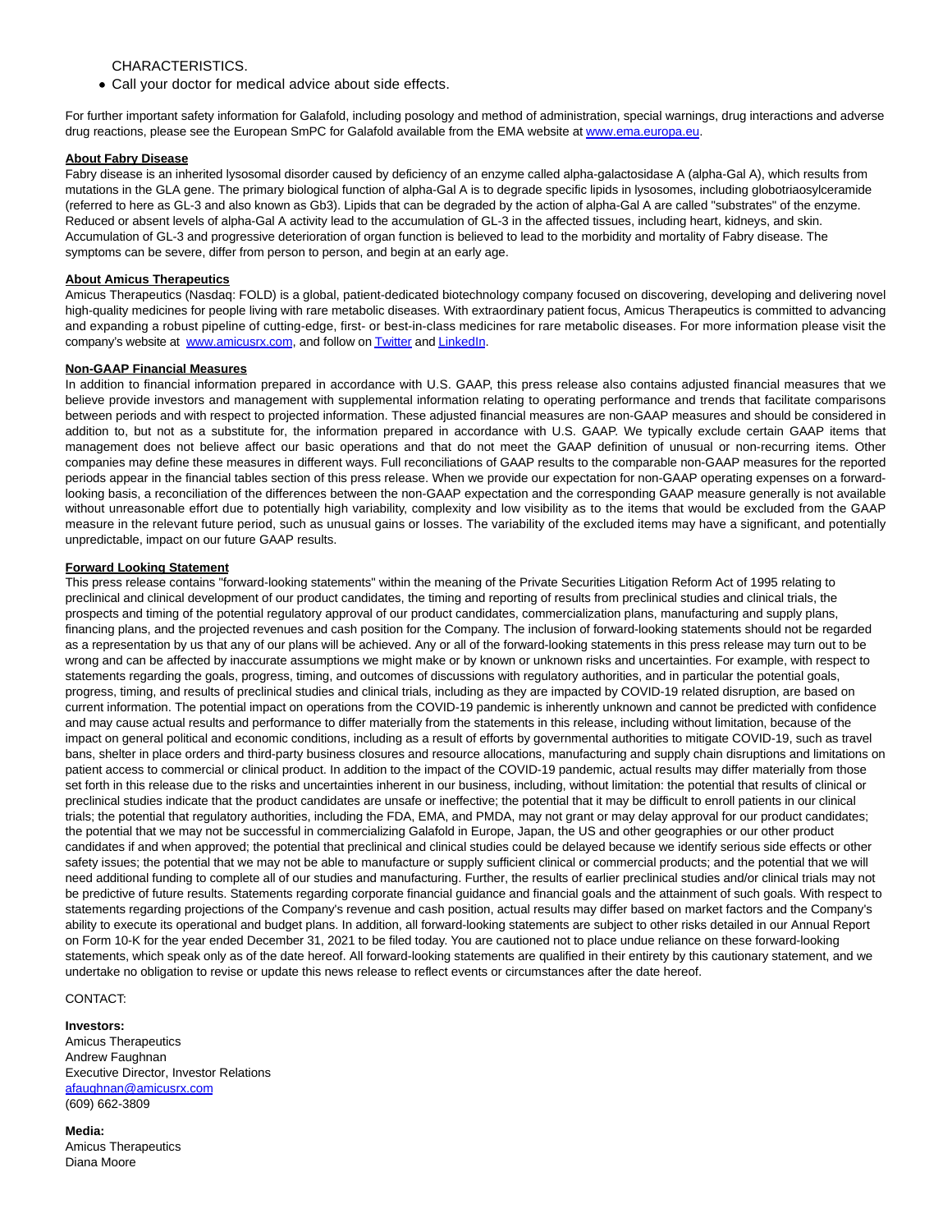CHARACTERISTICS.
- Call your doctor for medical advice about side effects.

For further important safety information for Galafold, including posology and method of administration, special warnings, drug interactions and adverse drug reactions, please see the European SmPC for Galafold available from the EMA website at [www.ema.europa.eu](www.ema.europa.eu).

**About Fabry Disease**

Fabry disease is an inherited lysosomal disorder caused by deficiency of an enzyme called alpha-galactosidase A (alpha-Gal A), which results from mutations in the GLA gene. The primary biological function of alpha-Gal A is to degrade specific lipids in lysosomes, including globotriaosylceramide (referred to here as GL-3 and also known as Gb3). Lipids that can be degraded by the action of alpha-Gal A are called "substrates" of the enzyme. Reduced or absent levels of alpha-Gal A activity lead to the accumulation of GL-3 in the affected tissues, including heart, kidneys, and skin. Accumulation of GL-3 and progressive deterioration of organ function is believed to lead to the morbidity and mortality of Fabry disease. The symptoms can be severe, differ from person to person, and begin at an early age.

**About Amicus Therapeutics**

Amicus Therapeutics (Nasdaq: FOLD) is a global, patient-dedicated biotechnology company focused on discovering, developing and delivering novel high-quality medicines for people living with rare metabolic diseases. With extraordinary patient focus, Amicus Therapeutics is committed to advancing and expanding a robust pipeline of cutting-edge, first- or best-in-class medicines for rare metabolic diseases. For more information please visit the company's website at [www.amicusrx.com](www.amicusrx.com), and follow on Twitter and LinkedIn.

**Non-GAAP Financial Measures**

In addition to financial information prepared in accordance with U.S. GAAP, this press release also contains adjusted financial measures that we believe provide investors and management with supplemental information relating to operating performance and trends that facilitate comparisons between periods and with respect to projected information. These adjusted financial measures are non-GAAP measures and should be considered in addition to, but not as a substitute for, the information prepared in accordance with U.S. GAAP. We typically exclude certain GAAP items that management does not believe affect our basic operations and that do not meet the GAAP definition of unusual or non-recurring items. Other companies may define these measures in different ways. Full reconciliations of GAAP results to the comparable non-GAAP measures for the reported periods appear in the financial tables section of this press release. When we provide our expectation for non-GAAP operating expenses on a forward-looking basis, a reconciliation of the differences between the non-GAAP expectation and the corresponding GAAP measure generally is not available without unreasonable effort due to potentially high variability, complexity and low visibility as to the items that would be excluded from the GAAP measure in the relevant future period, such as unusual gains or losses. The variability of the excluded items may have a significant, and potentially unpredictable, impact on our future GAAP results.

**Forward Looking Statement**

This press release contains "forward-looking statements" within the meaning of the Private Securities Litigation Reform Act of 1995 relating to preclinical and clinical development of our product candidates, the timing and reporting of results from preclinical studies and clinical trials, the prospects and timing of the potential regulatory approval of our product candidates, commercialization plans, manufacturing and supply plans, financing plans, and the projected revenues and cash position for the Company. The inclusion of forward-looking statements should not be regarded as a representation by us that any of our plans will be achieved. Any or all of the forward-looking statements in this press release may turn out to be wrong and can be affected by inaccurate assumptions we might make or by known or unknown risks and uncertainties. For example, with respect to statements regarding the goals, progress, timing, and outcomes of discussions with regulatory authorities, and in particular the potential goals, progress, timing, and results of preclinical studies and clinical trials, including as they are impacted by COVID-19 related disruption, are based on current information. The potential impact on operations from the COVID-19 pandemic is inherently unknown and cannot be predicted with confidence and may cause actual results and performance to differ materially from the statements in this release, including without limitation, because of the impact on general political and economic conditions, including as a result of efforts by governmental authorities to mitigate COVID-19, such as travel bans, shelter in place orders and third-party business closures and resource allocations, manufacturing and supply chain disruptions and limitations on patient access to commercial or clinical product. In addition to the impact of the COVID-19 pandemic, actual results may differ materially from those set forth in this release due to the risks and uncertainties inherent in our business, including, without limitation: the potential that results of clinical or preclinical studies indicate that the product candidates are unsafe or ineffective; the potential that it may be difficult to enroll patients in our clinical trials; the potential that regulatory authorities, including the FDA, EMA, and PMDA, may not grant or may delay approval for our product candidates; the potential that we may not be successful in commercializing Galafold in Europe, Japan, the US and other geographies or our other product candidates if and when approved; the potential that preclinical and clinical studies could be delayed because we identify serious side effects or other safety issues; the potential that we may not be able to manufacture or supply sufficient clinical or commercial products; and the potential that we will need additional funding to complete all of our studies and manufacturing. Further, the results of earlier preclinical studies and/or clinical trials may not be predictive of future results. Statements regarding corporate financial guidance and financial goals and the attainment of such goals. With respect to statements regarding projections of the Company's revenue and cash position, actual results may differ based on market factors and the Company's ability to execute its operational and budget plans. In addition, all forward-looking statements are subject to other risks detailed in our Annual Report on Form 10-K for the year ended December 31, 2021 to be filed today. You are cautioned not to place undue reliance on these forward-looking statements, which speak only as of the date hereof. All forward-looking statements are qualified in their entirety by this cautionary statement, and we undertake no obligation to revise or update this news release to reflect events or circumstances after the date hereof.

CONTACT:

**Investors:**
Amicus Therapeutics
Andrew Faughnan
Executive Director, Investor Relations
[afaughnan@amicusrx.com](mailto:afaughnan@amicusrx.com)
(609) 662-3809

**Media:**
Amicus Therapeutics
Diana Moore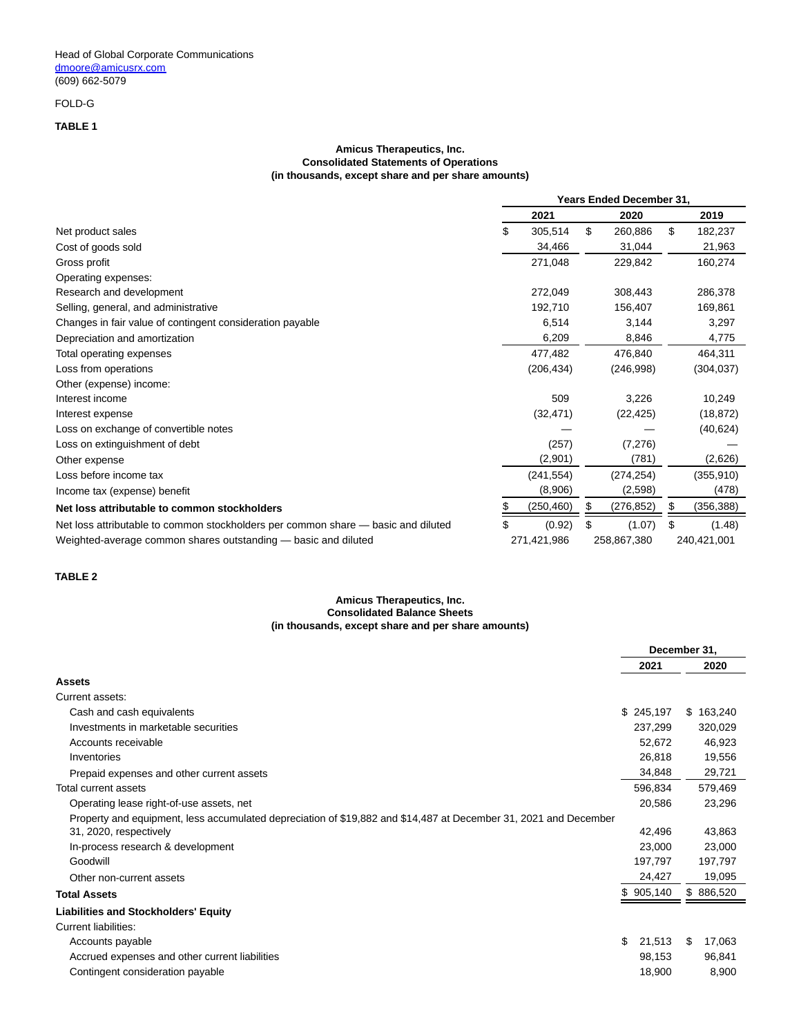Head of Global Corporate Communications
dmoore@amicusrx.com
(609) 662-5079

FOLD-G

**TABLE 1**

**Amicus Therapeutics, Inc.**
**Consolidated Statements of Operations**
**(in thousands, except share and per share amounts)**

| | Years Ended December 31, | | |
|---|---|---|---|
| | 2021 | 2020 | 2019 |
| Net product sales | $ 305,514 | $ 260,886 | $ 182,237 |
| Cost of goods sold | 34,466 | 31,044 | 21,963 |
| Gross profit | 271,048 | 229,842 | 160,274 |
| Operating expenses: | | | |
| Research and development | 272,049 | 308,443 | 286,378 |
| Selling, general, and administrative | 192,710 | 156,407 | 169,861 |
| Changes in fair value of contingent consideration payable | 6,514 | 3,144 | 3,297 |
| Depreciation and amortization | 6,209 | 8,846 | 4,775 |
| Total operating expenses | 477,482 | 476,840 | 464,311 |
| Loss from operations | (206,434) | (246,998) | (304,037) |
| Other (expense) income: | | | |
| Interest income | 509 | 3,226 | 10,249 |
| Interest expense | (32,471) | (22,425) | (18,872) |
| Loss on exchange of convertible notes | — | — | (40,624) |
| Loss on extinguishment of debt | (257) | (7,276) | — |
| Other expense | (2,901) | (781) | (2,626) |
| Loss before income tax | (241,554) | (274,254) | (355,910) |
| Income tax (expense) benefit | (8,906) | (2,598) | (478) |
| **Net loss attributable to common stockholders** | $ (250,460) | $ (276,852) | $ (356,388) |
| Net loss attributable to common stockholders per common share — basic and diluted | $ (0.92) | $ (1.07) | $ (1.48) |
| Weighted-average common shares outstanding — basic and diluted | 271,421,986 | 258,867,380 | 240,421,001 |

**TABLE 2**

**Amicus Therapeutics, Inc.**
**Consolidated Balance Sheets**
**(in thousands, except share and per share amounts)**

| | December 31, | |
|---|---|---|
| | 2021 | 2020 |
| **Assets** | | |
| Current assets: | | |
| Cash and cash equivalents | $ 245,197 | $ 163,240 |
| Investments in marketable securities | 237,299 | 320,029 |
| Accounts receivable | 52,672 | 46,923 |
| Inventories | 26,818 | 19,556 |
| Prepaid expenses and other current assets | 34,848 | 29,721 |
| Total current assets | 596,834 | 579,469 |
| Operating lease right-of-use assets, net | 20,586 | 23,296 |
| Property and equipment, less accumulated depreciation of $19,882 and $14,487 at December 31, 2021 and December 31, 2020, respectively | 42,496 | 43,863 |
| In-process research & development | 23,000 | 23,000 |
| Goodwill | 197,797 | 197,797 |
| Other non-current assets | 24,427 | 19,095 |
| **Total Assets** | $ 905,140 | $ 886,520 |
| **Liabilities and Stockholders' Equity** | | |
| Current liabilities: | | |
| Accounts payable | $ 21,513 | $ 17,063 |
| Accrued expenses and other current liabilities | 98,153 | 96,841 |
| Contingent consideration payable | 18,900 | 8,900 |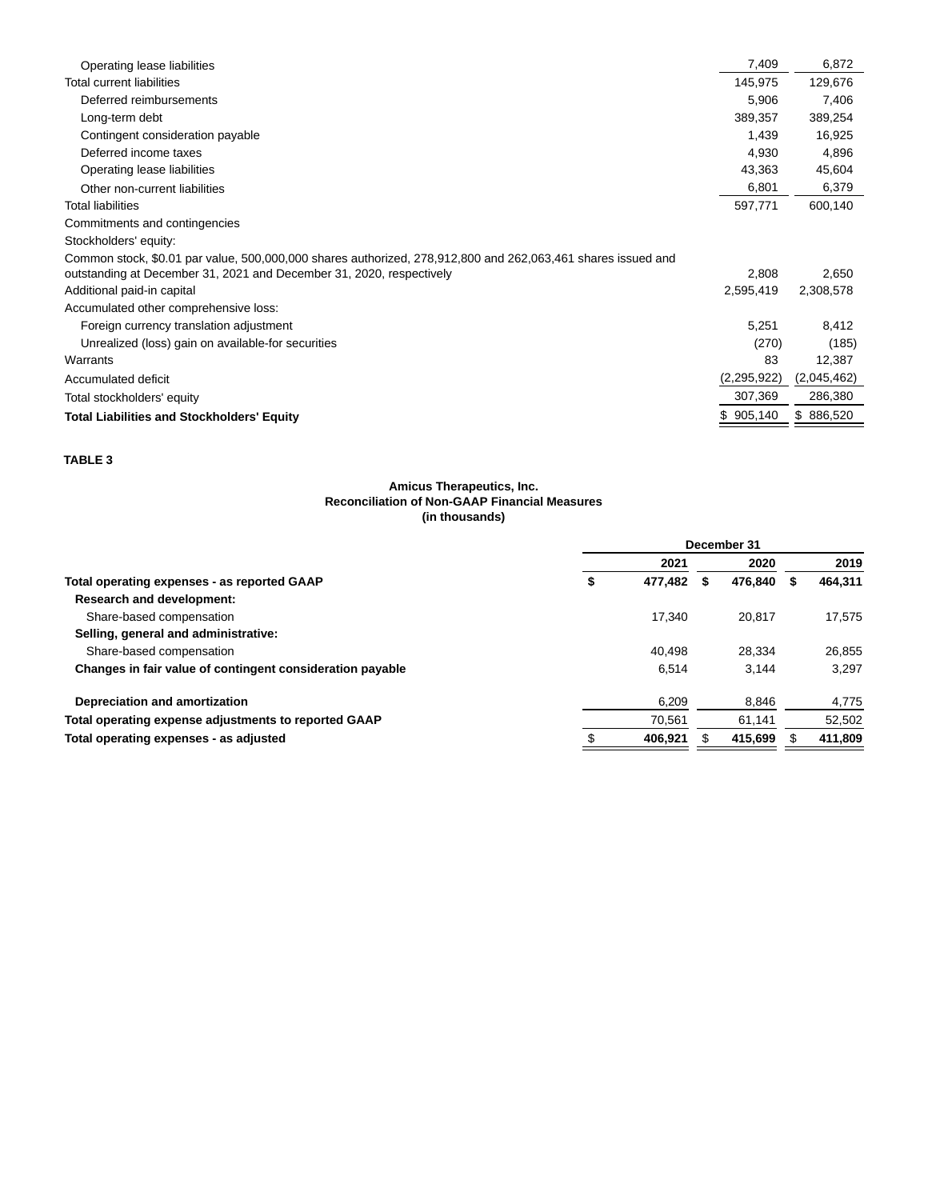| | | |
|---|---|---|
| Operating lease liabilities | 7,409 | 6,872 |
| Total current liabilities | 145,975 | 129,676 |
| Deferred reimbursements | 5,906 | 7,406 |
| Long-term debt | 389,357 | 389,254 |
| Contingent consideration payable | 1,439 | 16,925 |
| Deferred income taxes | 4,930 | 4,896 |
| Operating lease liabilities | 43,363 | 45,604 |
| Other non-current liabilities | 6,801 | 6,379 |
| Total liabilities | 597,771 | 600,140 |
| Commitments and contingencies | | |
| Stockholders' equity: | | |
| Common stock, $0.01 par value, 500,000,000 shares authorized, 278,912,800 and 262,063,461 shares issued and outstanding at December 31, 2021 and December 31, 2020, respectively | 2,808 | 2,650 |
| Additional paid-in capital | 2,595,419 | 2,308,578 |
| Accumulated other comprehensive loss: | | |
| Foreign currency translation adjustment | 5,251 | 8,412 |
| Unrealized (loss) gain on available-for securities | (270) | (185) |
| Warrants | 83 | 12,387 |
| Accumulated deficit | (2,295,922) | (2,045,462) |
| Total stockholders' equity | 307,369 | 286,380 |
| **Total Liabilities and Stockholders' Equity** | $ 905,140 | $ 886,520 |

**TABLE 3**

**Amicus Therapeutics, Inc.**
**Reconciliation of Non-GAAP Financial Measures**
**(in thousands)**

| | December 31 | | |
|---|---|---|---|
| | **2021** | **2020** | **2019** |
| **Total operating expenses - as reported GAAP** | **$ 477,482** | **$ 476,840** | **$ 464,311** |
| **Research and development:** | | | |
| Share-based compensation | 17,340 | 20,817 | 17,575 |
| **Selling, general and administrative:** | | | |
| Share-based compensation | 40,498 | 28,334 | 26,855 |
| **Changes in fair value of contingent consideration payable** | 6,514 | 3,144 | 3,297 |
| **Depreciation and amortization** | 6,209 | 8,846 | 4,775 |
| **Total operating expense adjustments to reported GAAP** | 70,561 | 61,141 | 52,502 |
| **Total operating expenses - as adjusted** | $ **406,921** | $ **415,699** | $ **411,809** |